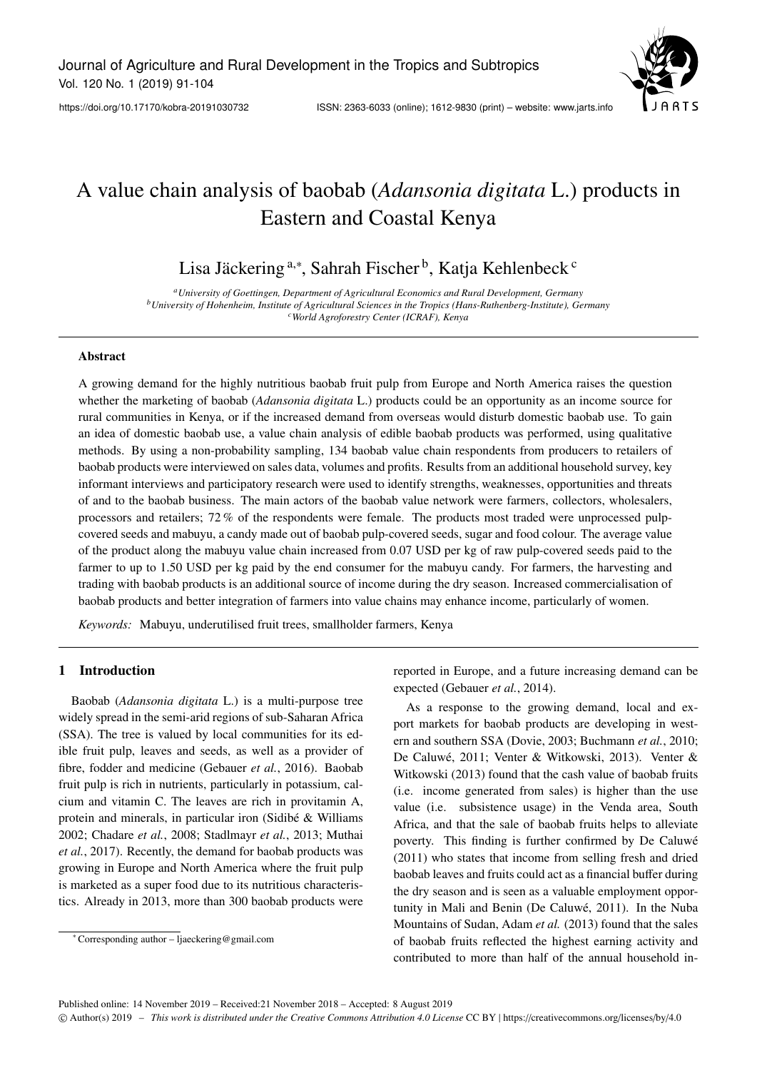# A value chain analysis of baobab (*Adansonia digitata* L.) products in Eastern and Coastal Kenya

Lisa Jäckering [a,*], Sahrah Fischer [b], Katja Kehlenbeck [c]

[a] *University of Goettingen, Department of Agricultural Economics and Rural Development, Germany*
[b] *University of Hohenheim, Institute of Agricultural Sciences in the Tropics (Hans-Ruthenberg-Institute), Germany*
[c] *World Agroforestry Center (ICRAF), Kenya*

## Abstract

A growing demand for the highly nutritious baobab fruit pulp from Europe and North America raises the question whether the marketing of baobab (*Adansonia digitata* L.) products could be an opportunity as an income source for rural communities in Kenya, or if the increased demand from overseas would disturb domestic baobab use. To gain an idea of domestic baobab use, a value chain analysis of edible baobab products was performed, using qualitative methods. By using a non-probability sampling, 134 baobab value chain respondents from producers to retailers of baobab products were interviewed on sales data, volumes and profits. Results from an additional household survey, key informant interviews and participatory research were used to identify strengths, weaknesses, opportunities and threats of and to the baobab business. The main actors of the baobab value network were farmers, collectors, wholesalers, processors and retailers; 72 % of the respondents were female. The products most traded were unprocessed pulp-covered seeds and mabuyu, a candy made out of baobab pulp-covered seeds, sugar and food colour. The average value of the product along the mabuyu value chain increased from 0.07 USD per kg of raw pulp-covered seeds paid to the farmer to up to 1.50 USD per kg paid by the end consumer for the mabuyu candy. For farmers, the harvesting and trading with baobab products is an additional source of income during the dry season. Increased commercialisation of baobab products and better integration of farmers into value chains may enhance income, particularly of women.

*Keywords:* Mabuyu, underutilised fruit trees, smallholder farmers, Kenya

## 1 Introduction

Baobab (*Adansonia digitata* L.) is a multi-purpose tree widely spread in the semi-arid regions of sub-Saharan Africa (SSA). The tree is valued by local communities for its edible fruit pulp, leaves and seeds, as well as a provider of fibre, fodder and medicine (Gebauer *et al.*, 2016). Baobab fruit pulp is rich in nutrients, particularly in potassium, calcium and vitamin C. The leaves are rich in provitamin A, protein and minerals, in particular iron (Sidibé & Williams 2002; Chadare *et al.*, 2008; Stadlmayr *et al.*, 2013; Muthai *et al.*, 2017). Recently, the demand for baobab products was growing in Europe and North America where the fruit pulp is marketed as a super food due to its nutritious characteristics. Already in 2013, more than 300 baobab products were reported in Europe, and a future increasing demand can be expected (Gebauer *et al.*, 2014).

As a response to the growing demand, local and export markets for baobab products are developing in western and southern SSA (Dovie, 2003; Buchmann *et al.*, 2010; De Caluwé, 2011; Venter & Witkowski, 2013). Venter & Witkowski (2013) found that the cash value of baobab fruits (i.e. income generated from sales) is higher than the use value (i.e. subsistence usage) in the Venda area, South Africa, and that the sale of baobab fruits helps to alleviate poverty. This finding is further confirmed by De Caluwé (2011) who states that income from selling fresh and dried baobab leaves and fruits could act as a financial buffer during the dry season and is seen as a valuable employment opportunity in Mali and Benin (De Caluwé, 2011). In the Nuba Mountains of Sudan, Adam *et al.* (2013) found that the sales of baobab fruits reflected the highest earning activity and contributed to more than half of the annual household in-

---

\* Corresponding author – ljaeckering@gmail.com

Published online: 14 November 2019 – Received:21 November 2018 – Accepted: 8 August 2019

© Author(s) 2019 – *This work is distributed under the Creative Commons Attribution 4.0 License* CC BY | https://creativecommons.org/licenses/by/4.0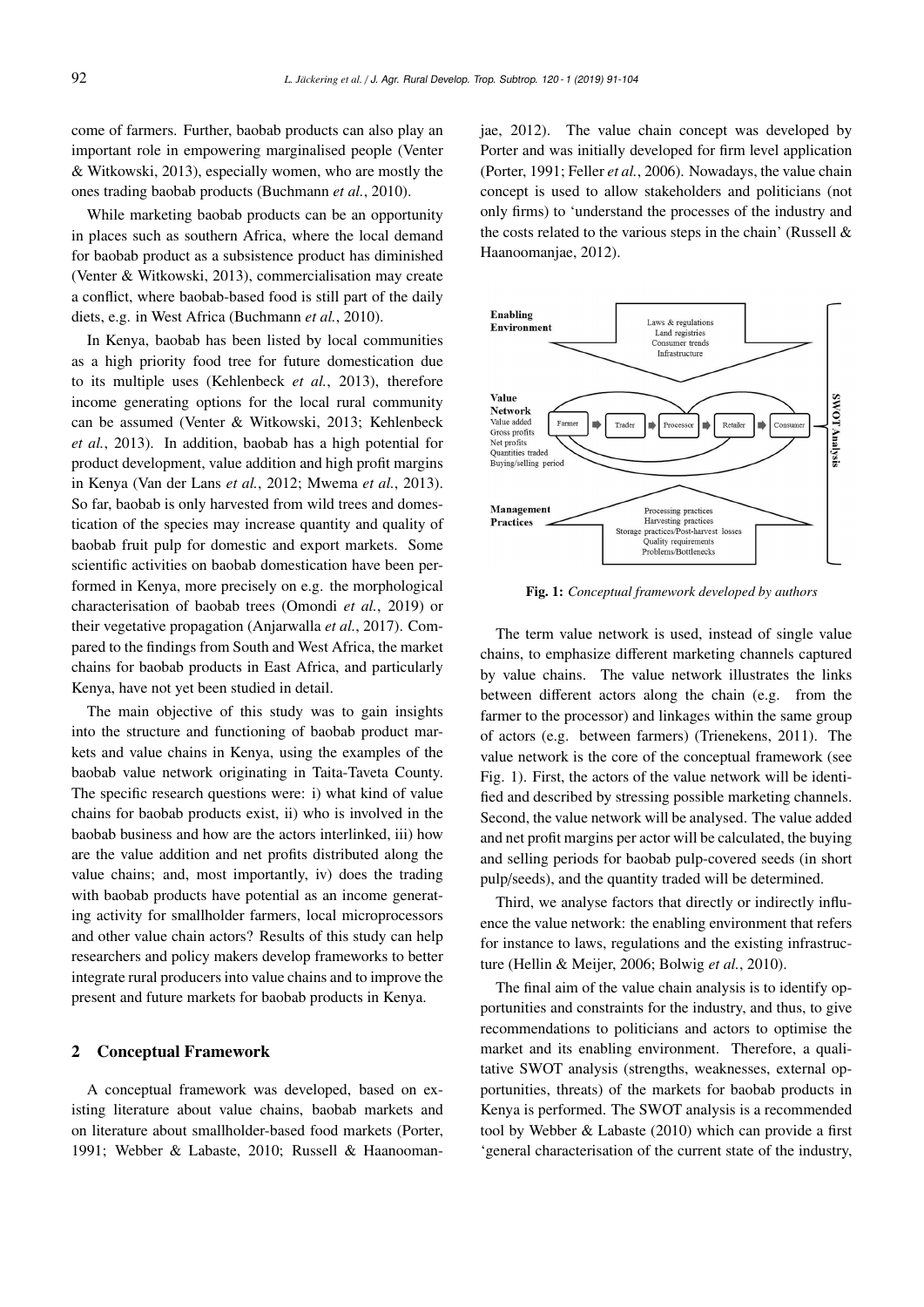come of farmers. Further, baobab products can also play an important role in empowering marginalised people (Venter & Witkowski, 2013), especially women, who are mostly the ones trading baobab products (Buchmann *et al.*, 2010).

While marketing baobab products can be an opportunity in places such as southern Africa, where the local demand for baobab product as a subsistence product has diminished (Venter & Witkowski, 2013), commercialisation may create a conflict, where baobab-based food is still part of the daily diets, e.g. in West Africa (Buchmann *et al.*, 2010).

In Kenya, baobab has been listed by local communities as a high priority food tree for future domestication due to its multiple uses (Kehlenbeck *et al.*, 2013), therefore income generating options for the local rural community can be assumed (Venter & Witkowski, 2013; Kehlenbeck *et al.*, 2013). In addition, baobab has a high potential for product development, value addition and high profit margins in Kenya (Van der Lans *et al.*, 2012; Mwema *et al.*, 2013). So far, baobab is only harvested from wild trees and domestication of the species may increase quantity and quality of baobab fruit pulp for domestic and export markets. Some scientific activities on baobab domestication have been performed in Kenya, more precisely on e.g. the morphological characterisation of baobab trees (Omondi *et al.*, 2019) or their vegetative propagation (Anjarwalla *et al.*, 2017). Compared to the findings from South and West Africa, the market chains for baobab products in East Africa, and particularly Kenya, have not yet been studied in detail.

The main objective of this study was to gain insights into the structure and functioning of baobab product markets and value chains in Kenya, using the examples of the baobab value network originating in Taita-Taveta County. The specific research questions were: i) what kind of value chains for baobab products exist, ii) who is involved in the baobab business and how are the actors interlinked, iii) how are the value addition and net profits distributed along the value chains; and, most importantly, iv) does the trading with baobab products have potential as an income generating activity for smallholder farmers, local microprocessors and other value chain actors? Results of this study can help researchers and policy makers develop frameworks to better integrate rural producers into value chains and to improve the present and future markets for baobab products in Kenya.

## 2 Conceptual Framework

A conceptual framework was developed, based on existing literature about value chains, baobab markets and on literature about smallholder-based food markets (Porter, 1991; Webber & Labaste, 2010; Russell & Haanoomanjae, 2012). The value chain concept was developed by Porter and was initially developed for firm level application (Porter, 1991; Feller *et al.*, 2006). Nowadays, the value chain concept is used to allow stakeholders and politicians (not only firms) to 'understand the processes of the industry and the costs related to the various steps in the chain' (Russell & Haanoomanjae, 2012).

**Fig. 1:** *Conceptual framework developed by authors*

The term value network is used, instead of single value chains, to emphasize different marketing channels captured by value chains. The value network illustrates the links between different actors along the chain (e.g. from the farmer to the processor) and linkages within the same group of actors (e.g. between farmers) (Trienekens, 2011). The value network is the core of the conceptual framework (see Fig. 1). First, the actors of the value network will be identified and described by stressing possible marketing channels. Second, the value network will be analysed. The value added and net profit margins per actor will be calculated, the buying and selling periods for baobab pulp-covered seeds (in short pulp/seeds), and the quantity traded will be determined.

Third, we analyse factors that directly or indirectly influence the value network: the enabling environment that refers for instance to laws, regulations and the existing infrastructure (Hellin & Meijer, 2006; Bolwig *et al.*, 2010).

The final aim of the value chain analysis is to identify opportunities and constraints for the industry, and thus, to give recommendations to politicians and actors to optimise the market and its enabling environment. Therefore, a qualitative SWOT analysis (strengths, weaknesses, external opportunities, threats) of the markets for baobab products in Kenya is performed. The SWOT analysis is a recommended tool by Webber & Labaste (2010) which can provide a first 'general characterisation of the current state of the industry,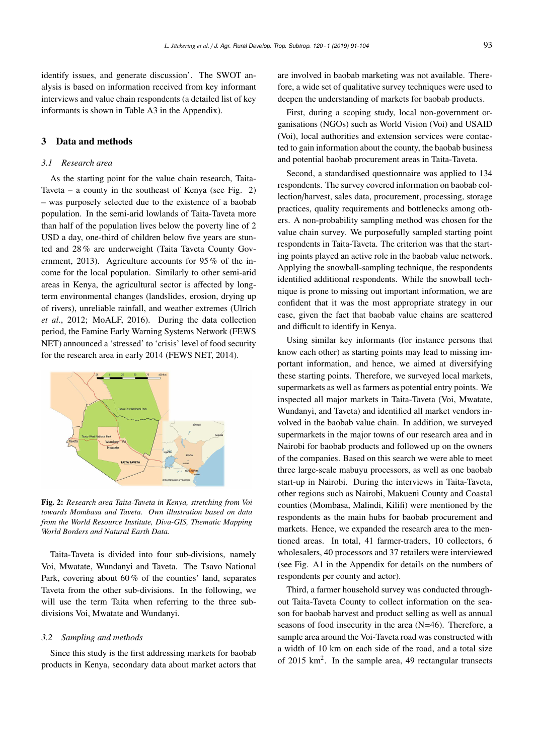identify issues, and generate discussion'. The SWOT analysis is based on information received from key informant interviews and value chain respondents (a detailed list of key informants is shown in Table A3 in the Appendix).

## 3 Data and methods

### *3.1 Research area*

As the starting point for the value chain research, Taita-Taveta – a county in the southeast of Kenya (see Fig. 2) – was purposely selected due to the existence of a baobab population. In the semi-arid lowlands of Taita-Taveta more than half of the population lives below the poverty line of 2 USD a day, one-third of children below five years are stunted and 28 % are underweight (Taita Taveta County Government, 2013). Agriculture accounts for 95 % of the income for the local population. Similarly to other semi-arid areas in Kenya, the agricultural sector is affected by long-term environmental changes (landslides, erosion, drying up of rivers), unreliable rainfall, and weather extremes (Ulrich *et al.*, 2012; MoALF, 2016). During the data collection period, the Famine Early Warning Systems Network (FEWS NET) announced a 'stressed' to 'crisis' level of food security for the research area in early 2014 (FEWS NET, 2014).

**Fig. 2:** *Research area Taita-Taveta in Kenya, stretching from Voi towards Mombasa and Taveta. Own illustration based on data from the World Resource Institute, Diva-GIS, Thematic Mapping World Borders and Natural Earth Data.*

Taita-Taveta is divided into four sub-divisions, namely Voi, Mwatate, Wundanyi and Taveta. The Tsavo National Park, covering about 60 % of the counties' land, separates Taveta from the other sub-divisions. In the following, we will use the term Taita when referring to the three sub-divisions Voi, Mwatate and Wundanyi.

### *3.2 Sampling and methods*

Since this study is the first addressing markets for baobab products in Kenya, secondary data about market actors that are involved in baobab marketing was not available. Therefore, a wide set of qualitative survey techniques were used to deepen the understanding of markets for baobab products.

First, during a scoping study, local non-government organisations (NGOs) such as World Vision (Voi) and USAID (Voi), local authorities and extension services were contacted to gain information about the county, the baobab business and potential baobab procurement areas in Taita-Taveta.

Second, a standardised questionnaire was applied to 134 respondents. The survey covered information on baobab collection/harvest, sales data, procurement, processing, storage practices, quality requirements and bottlenecks among others. A non-probability sampling method was chosen for the value chain survey. We purposefully sampled starting point respondents in Taita-Taveta. The criterion was that the starting points played an active role in the baobab value network. Applying the snowball-sampling technique, the respondents identified additional respondents. While the snowball technique is prone to missing out important information, we are confident that it was the most appropriate strategy in our case, given the fact that baobab value chains are scattered and difficult to identify in Kenya.

Using similar key informants (for instance persons that know each other) as starting points may lead to missing important information, and hence, we aimed at diversifying these starting points. Therefore, we surveyed local markets, supermarkets as well as farmers as potential entry points. We inspected all major markets in Taita-Taveta (Voi, Mwatate, Wundanyi, and Taveta) and identified all market vendors involved in the baobab value chain. In addition, we surveyed supermarkets in the major towns of our research area and in Nairobi for baobab products and followed up on the owners of the companies. Based on this search we were able to meet three large-scale mabuyu processors, as well as one baobab start-up in Nairobi. During the interviews in Taita-Taveta, other regions such as Nairobi, Makueni County and Coastal counties (Mombasa, Malindi, Kilifi) were mentioned by the respondents as the main hubs for baobab procurement and markets. Hence, we expanded the research area to the mentioned areas. In total, 41 farmer-traders, 10 collectors, 6 wholesalers, 40 processors and 37 retailers were interviewed (see Fig. A1 in the Appendix for details on the numbers of respondents per county and actor).

Third, a farmer household survey was conducted throughout Taita-Taveta County to collect information on the season for baobab harvest and product selling as well as annual seasons of food insecurity in the area (N=46). Therefore, a sample area around the Voi-Taveta road was constructed with a width of 10 km on each side of the road, and a total size of 2015 km$^2$. In the sample area, 49 rectangular transects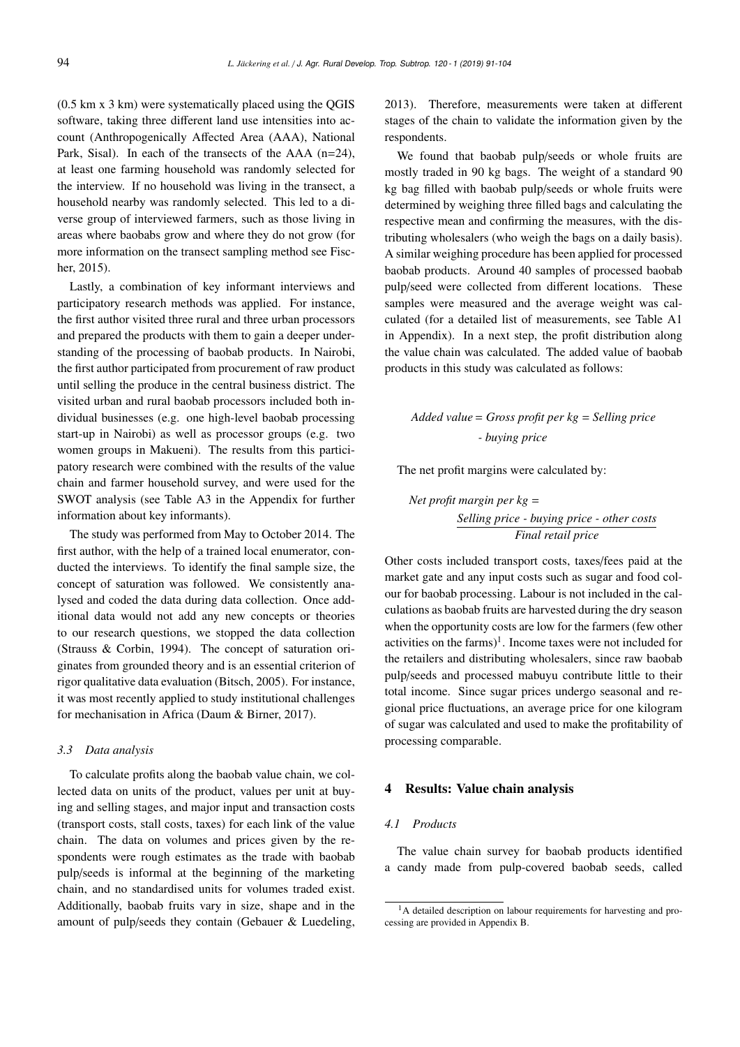(0.5 km x 3 km) were systematically placed using the QGIS software, taking three different land use intensities into account (Anthropogenically Affected Area (AAA), National Park, Sisal). In each of the transects of the AAA (n=24), at least one farming household was randomly selected for the interview. If no household was living in the transect, a household nearby was randomly selected. This led to a diverse group of interviewed farmers, such as those living in areas where baobabs grow and where they do not grow (for more information on the transect sampling method see Fischer, 2015).

Lastly, a combination of key informant interviews and participatory research methods was applied. For instance, the first author visited three rural and three urban processors and prepared the products with them to gain a deeper understanding of the processing of baobab products. In Nairobi, the first author participated from procurement of raw product until selling the produce in the central business district. The visited urban and rural baobab processors included both individual businesses (e.g. one high-level baobab processing start-up in Nairobi) as well as processor groups (e.g. two women groups in Makueni). The results from this participatory research were combined with the results of the value chain and farmer household survey, and were used for the SWOT analysis (see Table A3 in the Appendix for further information about key informants).

The study was performed from May to October 2014. The first author, with the help of a trained local enumerator, conducted the interviews. To identify the final sample size, the concept of saturation was followed. We consistently analysed and coded the data during data collection. Once additional data would not add any new concepts or theories to our research questions, we stopped the data collection (Strauss & Corbin, 1994). The concept of saturation originates from grounded theory and is an essential criterion of rigor qualitative data evaluation (Bitsch, 2005). For instance, it was most recently applied to study institutional challenges for mechanisation in Africa (Daum & Birner, 2017).

### 3.3 Data analysis

To calculate profits along the baobab value chain, we collected data on units of the product, values per unit at buying and selling stages, and major input and transaction costs (transport costs, stall costs, taxes) for each link of the value chain. The data on volumes and prices given by the respondents were rough estimates as the trade with baobab pulp/seeds is informal at the beginning of the marketing chain, and no standardised units for volumes traded exist. Additionally, baobab fruits vary in size, shape and in the amount of pulp/seeds they contain (Gebauer & Luedeling, 2013). Therefore, measurements were taken at different stages of the chain to validate the information given by the respondents.

We found that baobab pulp/seeds or whole fruits are mostly traded in 90 kg bags. The weight of a standard 90 kg bag filled with baobab pulp/seeds or whole fruits were determined by weighing three filled bags and calculating the respective mean and confirming the measures, with the distributing wholesalers (who weigh the bags on a daily basis). A similar weighing procedure has been applied for processed baobab products. Around 40 samples of processed baobab pulp/seed were collected from different locations. These samples were measured and the average weight was calculated (for a detailed list of measurements, see Table A1 in Appendix). In a next step, the profit distribution along the value chain was calculated. The added value of baobab products in this study was calculated as follows:

$$\textit{Added value} = \textit{Gross profit per kg} = \textit{Selling price} - \textit{buying price}$$

The net profit margins were calculated by:

$$\textit{Net profit margin per kg} = \frac{\textit{Selling price - buying price - other costs}}{\textit{Final retail price}}$$

Other costs included transport costs, taxes/fees paid at the market gate and any input costs such as sugar and food colour for baobab processing. Labour is not included in the calculations as baobab fruits are harvested during the dry season when the opportunity costs are low for the farmers (few other activities on the farms)[1]. Income taxes were not included for the retailers and distributing wholesalers, since raw baobab pulp/seeds and processed mabuyu contribute little to their total income. Since sugar prices undergo seasonal and regional price fluctuations, an average price for one kilogram of sugar was calculated and used to make the profitability of processing comparable.

## 4 Results: Value chain analysis

### 4.1 Products

The value chain survey for baobab products identified a candy made from pulp-covered baobab seeds, called

[1] A detailed description on labour requirements for harvesting and processing are provided in Appendix B.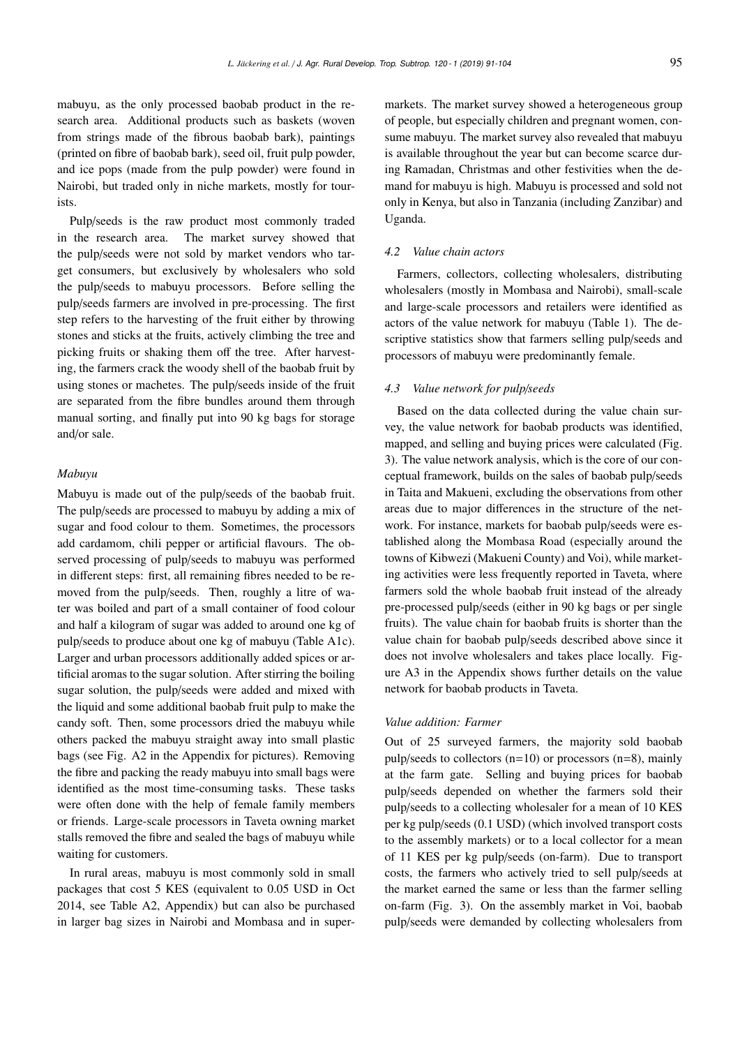mabuyu, as the only processed baobab product in the research area. Additional products such as baskets (woven from strings made of the fibrous baobab bark), paintings (printed on fibre of baobab bark), seed oil, fruit pulp powder, and ice pops (made from the pulp powder) were found in Nairobi, but traded only in niche markets, mostly for tourists.

Pulp/seeds is the raw product most commonly traded in the research area. The market survey showed that the pulp/seeds were not sold by market vendors who target consumers, but exclusively by wholesalers who sold the pulp/seeds to mabuyu processors. Before selling the pulp/seeds farmers are involved in pre-processing. The first step refers to the harvesting of the fruit either by throwing stones and sticks at the fruits, actively climbing the tree and picking fruits or shaking them off the tree. After harvesting, the farmers crack the woody shell of the baobab fruit by using stones or machetes. The pulp/seeds inside of the fruit are separated from the fibre bundles around them through manual sorting, and finally put into 90 kg bags for storage and/or sale.

### *Mabuyu*

Mabuyu is made out of the pulp/seeds of the baobab fruit. The pulp/seeds are processed to mabuyu by adding a mix of sugar and food colour to them. Sometimes, the processors add cardamom, chili pepper or artificial flavours. The observed processing of pulp/seeds to mabuyu was performed in different steps: first, all remaining fibres needed to be removed from the pulp/seeds. Then, roughly a litre of water was boiled and part of a small container of food colour and half a kilogram of sugar was added to around one kg of pulp/seeds to produce about one kg of mabuyu (Table A1c). Larger and urban processors additionally added spices or artificial aromas to the sugar solution. After stirring the boiling sugar solution, the pulp/seeds were added and mixed with the liquid and some additional baobab fruit pulp to make the candy soft. Then, some processors dried the mabuyu while others packed the mabuyu straight away into small plastic bags (see Fig. A2 in the Appendix for pictures). Removing the fibre and packing the ready mabuyu into small bags were identified as the most time-consuming tasks. These tasks were often done with the help of female family members or friends. Large-scale processors in Taveta owning market stalls removed the fibre and sealed the bags of mabuyu while waiting for customers.

In rural areas, mabuyu is most commonly sold in small packages that cost 5 KES (equivalent to 0.05 USD in Oct 2014, see Table A2, Appendix) but can also be purchased in larger bag sizes in Nairobi and Mombasa and in supermarkets. The market survey showed a heterogeneous group of people, but especially children and pregnant women, consume mabuyu. The market survey also revealed that mabuyu is available throughout the year but can become scarce during Ramadan, Christmas and other festivities when the demand for mabuyu is high. Mabuyu is processed and sold not only in Kenya, but also in Tanzania (including Zanzibar) and Uganda.

### *4.2 Value chain actors*

Farmers, collectors, collecting wholesalers, distributing wholesalers (mostly in Mombasa and Nairobi), small-scale and large-scale processors and retailers were identified as actors of the value network for mabuyu (Table 1). The descriptive statistics show that farmers selling pulp/seeds and processors of mabuyu were predominantly female.

### *4.3 Value network for pulp/seeds*

Based on the data collected during the value chain survey, the value network for baobab products was identified, mapped, and selling and buying prices were calculated (Fig. 3). The value network analysis, which is the core of our conceptual framework, builds on the sales of baobab pulp/seeds in Taita and Makueni, excluding the observations from other areas due to major differences in the structure of the network. For instance, markets for baobab pulp/seeds were established along the Mombasa Road (especially around the towns of Kibwezi (Makueni County) and Voi), while marketing activities were less frequently reported in Taveta, where farmers sold the whole baobab fruit instead of the already pre-processed pulp/seeds (either in 90 kg bags or per single fruits). The value chain for baobab fruits is shorter than the value chain for baobab pulp/seeds described above since it does not involve wholesalers and takes place locally. Figure A3 in the Appendix shows further details on the value network for baobab products in Taveta.

### *Value addition: Farmer*

Out of 25 surveyed farmers, the majority sold baobab pulp/seeds to collectors (n=10) or processors (n=8), mainly at the farm gate. Selling and buying prices for baobab pulp/seeds depended on whether the farmers sold their pulp/seeds to a collecting wholesaler for a mean of 10 KES per kg pulp/seeds (0.1 USD) (which involved transport costs to the assembly markets) or to a local collector for a mean of 11 KES per kg pulp/seeds (on-farm). Due to transport costs, the farmers who actively tried to sell pulp/seeds at the market earned the same or less than the farmer selling on-farm (Fig. 3). On the assembly market in Voi, baobab pulp/seeds were demanded by collecting wholesalers from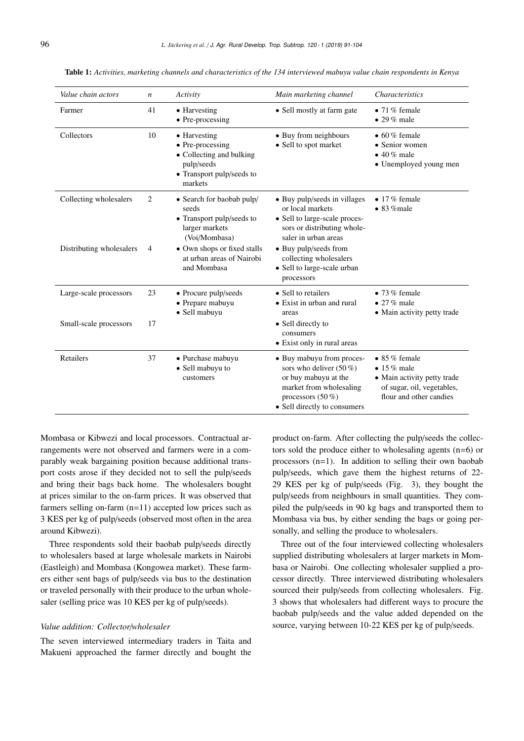**Table 1:** *Activities, marketing channels and characteristics of the 134 interviewed mabuyu value chain respondents in Kenya*

| *Value chain actors* | *n* | *Activity* | *Main marketing channel* | *Characteristics* |
|---|---|---|---|---|
| Farmer | 41 | • Harvesting<br>• Pre-processing | • Sell mostly at farm gate | • 71 % female<br>• 29 % male |
| Collectors | 10 | • Harvesting<br>• Pre-processing<br>• Collecting and bulking pulp/seeds<br>• Transport pulp/seeds to markets | • Buy from neighbours<br>• Sell to spot market | • 60 % female<br>• Senior women<br>• 40 % male<br>• Unemployed young men |
| Collecting wholesalers | 2 | • Search for baobab pulp/seeds<br>• Transport pulp/seeds to larger markets (Voi/Mombasa) | • Buy pulp/seeds in villages or local markets<br>• Sell to large-scale processors or distributing wholesaler in urban areas | • 17 % female<br>• 83 %male |
| Distributing wholesalers | 4 | • Own shops or fixed stalls at urban areas of Nairobi and Mombasa | • Buy pulp/seeds from collecting wholesalers<br>• Sell to large-scale urban processors | |
| Large-scale processors | 23 | • Procure pulp/seeds<br>• Prepare mabuyu<br>• Sell mabuyu | • Sell to retailers<br>• Exist in urban and rural areas | • 73 % female<br>• 27 % male<br>• Main activity petty trade |
| Small-scale processors | 17 | | • Sell directly to consumers<br>• Exist only in rural areas | |
| Retailers | 37 | • Purchase mabuyu<br>• Sell mabuyu to customers | • Buy mabuyu from processors who deliver (50 %) or buy mabuyu at the market from wholesaling processors (50 %)<br>• Sell directly to consumers | • 85 % female<br>• 15 % male<br>• Main activity petty trade of sugar, oil, vegetables, flour and other candies |

Mombasa or Kibwezi and local processors. Contractual arrangements were not observed and farmers were in a comparably weak bargaining position because additional transport costs arose if they decided not to sell the pulp/seeds and bring their bags back home. The wholesalers bought at prices similar to the on-farm prices. It was observed that farmers selling on-farm (n=11) accepted low prices such as 3 KES per kg of pulp/seeds (observed most often in the area around Kibwezi).

Three respondents sold their baobab pulp/seeds directly to wholesalers based at large wholesale markets in Nairobi (Eastleigh) and Mombasa (Kongowea market). These farmers either sent bags of pulp/seeds via bus to the destination or traveled personally with their produce to the urban wholesaler (selling price was 10 KES per kg of pulp/seeds).

### *Value addition: Collector/wholesaler*

The seven interviewed intermediary traders in Taita and Makueni approached the farmer directly and bought the product on-farm. After collecting the pulp/seeds the collectors sold the produce either to wholesaling agents (n=6) or processors (n=1). In addition to selling their own baobab pulp/seeds, which gave them the highest returns of 22-29 KES per kg of pulp/seeds (Fig. 3), they bought the pulp/seeds from neighbours in small quantities. They compiled the pulp/seeds in 90 kg bags and transported them to Mombasa via bus, by either sending the bags or going personally, and selling the produce to wholesalers.

Three out of the four interviewed collecting wholesalers supplied distributing wholesalers at larger markets in Mombasa or Nairobi. One collecting wholesaler supplied a processor directly. Three interviewed distributing wholesalers sourced their pulp/seeds from collecting wholesalers. Fig. 3 shows that wholesalers had different ways to procure the baobab pulp/seeds and the value added depended on the source, varying between 10-22 KES per kg of pulp/seeds.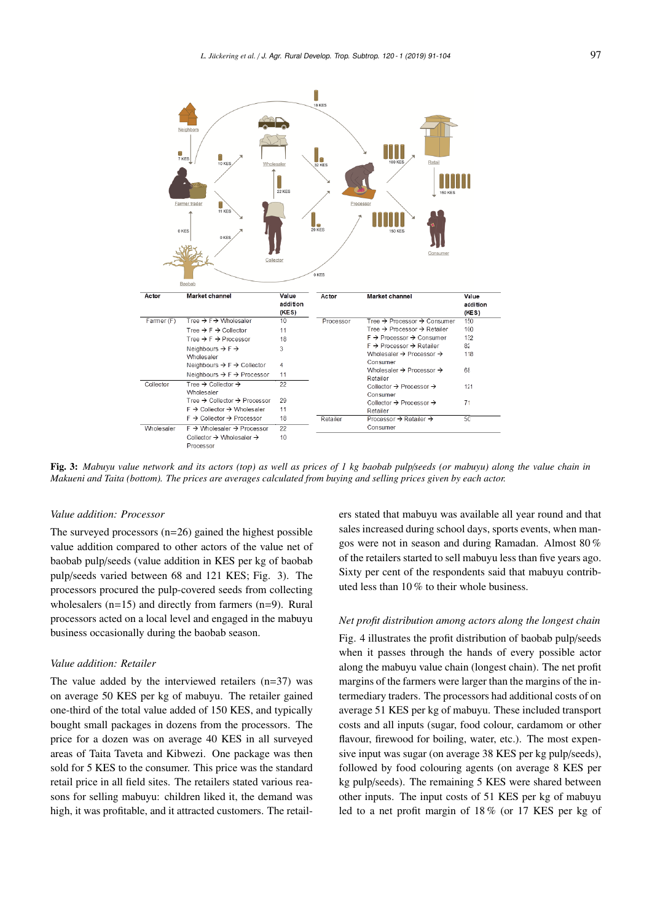| Actor | Market channel | Value addition (KES) | Actor | Market channel | Value addition (KES) |
|---|---|---|---|---|---|
| Farmer (F) | Tree → F→ Wholesaler | 10 | Processor | Tree → Processor → Consumer | 150 |
| | Tree → F → Collector | 11 | | Tree → Processor → Retailer | 100 |
| | Tree → F → Processor | 18 | | F → Processor → Consumer | 132 |
| | Neighbours → F → Wholesaler | 3 | | F → Processor → Retailer | 82 |
| | Neighbours → F → Collector | 4 | | Wholesaler → Processor → Consumer | 118 |
| | Neighbours → F → Processor | 11 | | Wholesaler → Processor → Retailer | 68 |
| Collector | Tree → Collector → Wholesaler | 22 | | Collector → Processor → Consumer | 121 |
| | Tree → Collector → Processor | 29 | | Collector → Processor → Retailer | 71 |
| | F → Collector → Wholesaler | 11 | Retailer | Processor → Retailer → Consumer | 50 |
| | F → Collector → Processor | 18 | | | |
| Wholesaler | F → Wholesaler → Processor | 22 | | | |
| | Collector → Wholesaler → Processor | 10 | | | |

**Fig. 3:** *Mabuyu value network and its actors (top) as well as prices of 1 kg baobab pulp/seeds (or mabuyu) along the value chain in Makueni and Taita (bottom). The prices are averages calculated from buying and selling prices given by each actor.*

*Value addition: Processor*

The surveyed processors (n=26) gained the highest possible value addition compared to other actors of the value net of baobab pulp/seeds (value addition in KES per kg of baobab pulp/seeds varied between 68 and 121 KES; Fig. 3). The processors procured the pulp-covered seeds from collecting wholesalers (n=15) and directly from farmers (n=9). Rural processors acted on a local level and engaged in the mabuyu business occasionally during the baobab season.

*Value addition: Retailer*

The value added by the interviewed retailers (n=37) was on average 50 KES per kg of mabuyu. The retailer gained one-third of the total value added of 150 KES, and typically bought small packages in dozens from the processors. The price for a dozen was on average 40 KES in all surveyed areas of Taita Taveta and Kibwezi. One package was then sold for 5 KES to the consumer. This price was the standard retail price in all field sites. The retailers stated various reasons for selling mabuyu: children liked it, the demand was high, it was profitable, and it attracted customers. The retailers stated that mabuyu was available all year round and that sales increased during school days, sports events, when mangos were not in season and during Ramadan. Almost 80 % of the retailers started to sell mabuyu less than five years ago. Sixty per cent of the respondents said that mabuyu contributed less than 10 % to their whole business.

*Net profit distribution among actors along the longest chain*

Fig. 4 illustrates the profit distribution of baobab pulp/seeds when it passes through the hands of every possible actor along the mabuyu value chain (longest chain). The net profit margins of the farmers were larger than the margins of the intermediary traders. The processors had additional costs of on average 51 KES per kg of mabuyu. These included transport costs and all inputs (sugar, food colour, cardamom or other flavour, firewood for boiling, water, etc.). The most expensive input was sugar (on average 38 KES per kg pulp/seeds), followed by food colouring agents (on average 8 KES per kg pulp/seeds). The remaining 5 KES were shared between other inputs. The input costs of 51 KES per kg of mabuyu led to a net profit margin of 18 % (or 17 KES per kg of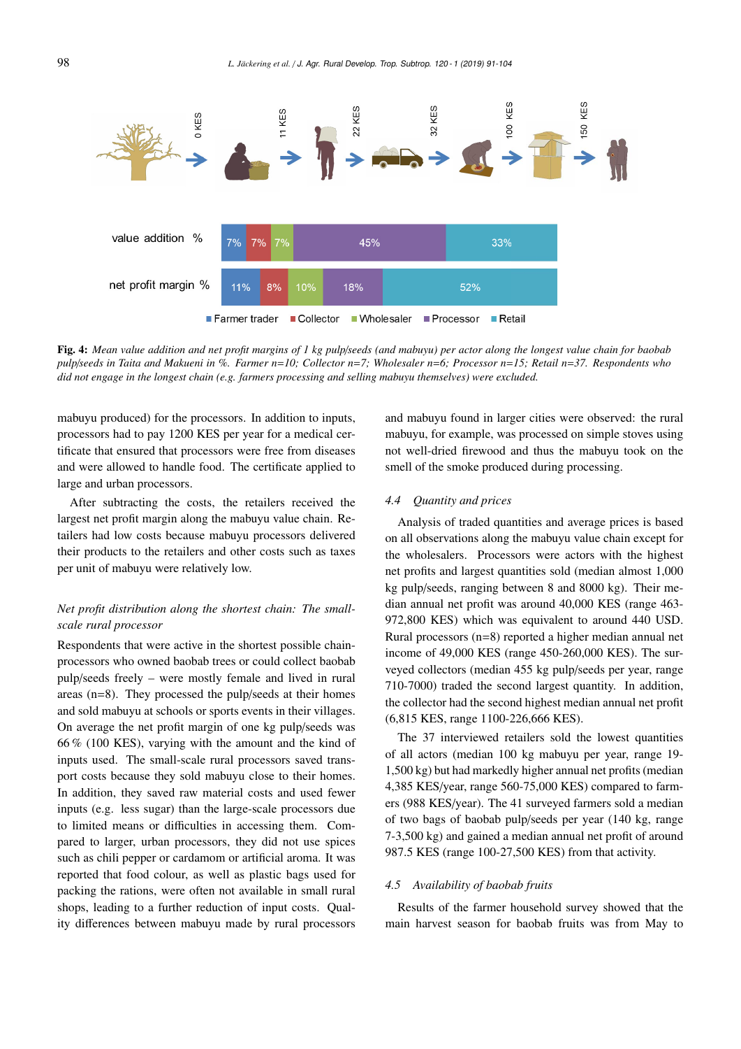**Fig. 4:** *Mean value addition and net profit margins of 1 kg pulp/seeds (and mabuyu) per actor along the longest value chain for baobab pulp/seeds in Taita and Makueni in %. Farmer n=10; Collector n=7; Wholesaler n=6; Processor n=15; Retail n=37. Respondents who did not engage in the longest chain (e.g. farmers processing and selling mabuyu themselves) were excluded.*

mabuyu produced) for the processors. In addition to inputs, processors had to pay 1200 KES per year for a medical certificate that ensured that processors were free from diseases and were allowed to handle food. The certificate applied to large and urban processors.

After subtracting the costs, the retailers received the largest net profit margin along the mabuyu value chain. Retailers had low costs because mabuyu processors delivered their products to the retailers and other costs such as taxes per unit of mabuyu were relatively low.

*Net profit distribution along the shortest chain: The small-scale rural processor*

Respondents that were active in the shortest possible chain-processors who owned baobab trees or could collect baobab pulp/seeds freely – were mostly female and lived in rural areas (n=8). They processed the pulp/seeds at their homes and sold mabuyu at schools or sports events in their villages. On average the net profit margin of one kg pulp/seeds was 66 % (100 KES), varying with the amount and the kind of inputs used. The small-scale rural processors saved transport costs because they sold mabuyu close to their homes. In addition, they saved raw material costs and used fewer inputs (e.g. less sugar) than the large-scale processors due to limited means or difficulties in accessing them. Compared to larger, urban processors, they did not use spices such as chili pepper or cardamom or artificial aroma. It was reported that food colour, as well as plastic bags used for packing the rations, were often not available in small rural shops, leading to a further reduction of input costs. Quality differences between mabuyu made by rural processors and mabuyu found in larger cities were observed: the rural mabuyu, for example, was processed on simple stoves using not well-dried firewood and thus the mabuyu took on the smell of the smoke produced during processing.

## 4.4 Quantity and prices

Analysis of traded quantities and average prices is based on all observations along the mabuyu value chain except for the wholesalers. Processors were actors with the highest net profits and largest quantities sold (median almost 1,000 kg pulp/seeds, ranging between 8 and 8000 kg). Their median annual net profit was around 40,000 KES (range 463-972,800 KES) which was equivalent to around 440 USD. Rural processors (n=8) reported a higher median annual net income of 49,000 KES (range 450-260,000 KES). The surveyed collectors (median 455 kg pulp/seeds per year, range 710-7000) traded the second largest quantity. In addition, the collector had the second highest median annual net profit (6,815 KES, range 1100-226,666 KES).

The 37 interviewed retailers sold the lowest quantities of all actors (median 100 kg mabuyu per year, range 19-1,500 kg) but had markedly higher annual net profits (median 4,385 KES/year, range 560-75,000 KES) compared to farmers (988 KES/year). The 41 surveyed farmers sold a median of two bags of baobab pulp/seeds per year (140 kg, range 7-3,500 kg) and gained a median annual net profit of around 987.5 KES (range 100-27,500 KES) from that activity.

## 4.5 Availability of baobab fruits

Results of the farmer household survey showed that the main harvest season for baobab fruits was from May to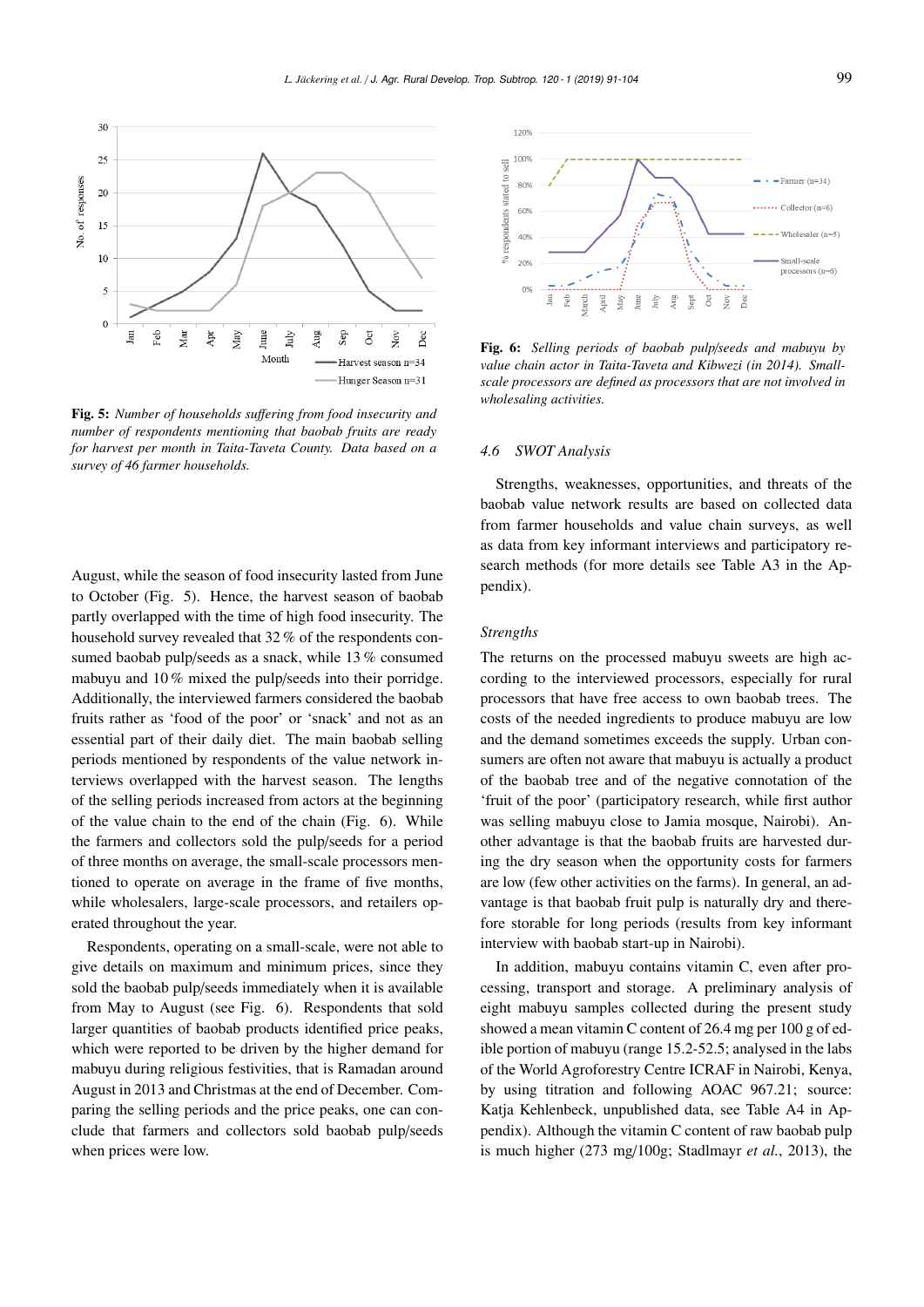**Fig. 5:** *Number of households suffering from food insecurity and number of respondents mentioning that baobab fruits are ready for harvest per month in Taita-Taveta County. Data based on a survey of 46 farmer households.*

**Fig. 6:** *Selling periods of baobab pulp/seeds and mabuyu by value chain actor in Taita-Taveta and Kibwezi (in 2014). Small-scale processors are defined as processors that are not involved in wholesaling activities.*

August, while the season of food insecurity lasted from June to October (Fig. 5). Hence, the harvest season of baobab partly overlapped with the time of high food insecurity. The household survey revealed that 32 % of the respondents consumed baobab pulp/seeds as a snack, while 13 % consumed mabuyu and 10 % mixed the pulp/seeds into their porridge. Additionally, the interviewed farmers considered the baobab fruits rather as 'food of the poor' or 'snack' and not as an essential part of their daily diet. The main baobab selling periods mentioned by respondents of the value network interviews overlapped with the harvest season. The lengths of the selling periods increased from actors at the beginning of the value chain to the end of the chain (Fig. 6). While the farmers and collectors sold the pulp/seeds for a period of three months on average, the small-scale processors mentioned to operate on average in the frame of five months, while wholesalers, large-scale processors, and retailers operated throughout the year.

Respondents, operating on a small-scale, were not able to give details on maximum and minimum prices, since they sold the baobab pulp/seeds immediately when it is available from May to August (see Fig. 6). Respondents that sold larger quantities of baobab products identified price peaks, which were reported to be driven by the higher demand for mabuyu during religious festivities, that is Ramadan around August in 2013 and Christmas at the end of December. Comparing the selling periods and the price peaks, one can conclude that farmers and collectors sold baobab pulp/seeds when prices were low.

### 4.6 SWOT Analysis

Strengths, weaknesses, opportunities, and threats of the baobab value network results are based on collected data from farmer households and value chain surveys, as well as data from key informant interviews and participatory research methods (for more details see Table A3 in the Appendix).

#### *Strengths*

The returns on the processed mabuyu sweets are high according to the interviewed processors, especially for rural processors that have free access to own baobab trees. The costs of the needed ingredients to produce mabuyu are low and the demand sometimes exceeds the supply. Urban consumers are often not aware that mabuyu is actually a product of the baobab tree and of the negative connotation of the 'fruit of the poor' (participatory research, while first author was selling mabuyu close to Jamia mosque, Nairobi). Another advantage is that the baobab fruits are harvested during the dry season when the opportunity costs for farmers are low (few other activities on the farms). In general, an advantage is that baobab fruit pulp is naturally dry and therefore storable for long periods (results from key informant interview with baobab start-up in Nairobi).

In addition, mabuyu contains vitamin C, even after processing, transport and storage. A preliminary analysis of eight mabuyu samples collected during the present study showed a mean vitamin C content of 26.4 mg per 100 g of edible portion of mabuyu (range 15.2-52.5; analysed in the labs of the World Agroforestry Centre ICRAF in Nairobi, Kenya, by using titration and following AOAC 967.21; source: Katja Kehlenbeck, unpublished data, see Table A4 in Appendix). Although the vitamin C content of raw baobab pulp is much higher (273 mg/100g; Stadlmayr *et al.*, 2013), the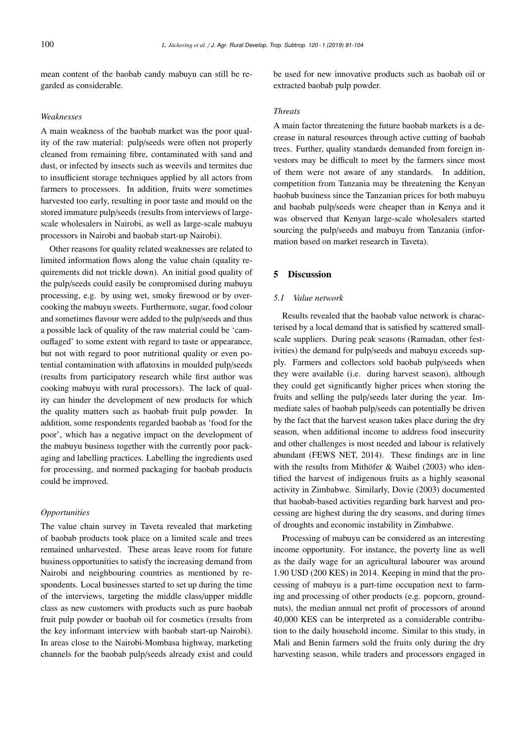mean content of the baobab candy mabuyu can still be regarded as considerable.

*Weaknesses*

A main weakness of the baobab market was the poor quality of the raw material: pulp/seeds were often not properly cleaned from remaining fibre, contaminated with sand and dust, or infected by insects such as weevils and termites due to insufficient storage techniques applied by all actors from farmers to processors. In addition, fruits were sometimes harvested too early, resulting in poor taste and mould on the stored immature pulp/seeds (results from interviews of large-scale wholesalers in Nairobi, as well as large-scale mabuyu processors in Nairobi and baobab start-up Nairobi).

Other reasons for quality related weaknesses are related to limited information flows along the value chain (quality requirements did not trickle down). An initial good quality of the pulp/seeds could easily be compromised during mabuyu processing, e.g. by using wet, smoky firewood or by overcooking the mabuyu sweets. Furthermore, sugar, food colour and sometimes flavour were added to the pulp/seeds and thus a possible lack of quality of the raw material could be 'camouflaged' to some extent with regard to taste or appearance, but not with regard to poor nutritional quality or even potential contamination with aflatoxins in moulded pulp/seeds (results from participatory research while first author was cooking mabuyu with rural processors). The lack of quality can hinder the development of new products for which the quality matters such as baobab fruit pulp powder. In addition, some respondents regarded baobab as 'food for the poor', which has a negative impact on the development of the mabuyu business together with the currently poor packaging and labelling practices. Labelling the ingredients used for processing, and normed packaging for baobab products could be improved.

*Opportunities*

The value chain survey in Taveta revealed that marketing of baobab products took place on a limited scale and trees remained unharvested. These areas leave room for future business opportunities to satisfy the increasing demand from Nairobi and neighbouring countries as mentioned by respondents. Local businesses started to set up during the time of the interviews, targeting the middle class/upper middle class as new customers with products such as pure baobab fruit pulp powder or baobab oil for cosmetics (results from the key informant interview with baobab start-up Nairobi). In areas close to the Nairobi-Mombasa highway, marketing channels for the baobab pulp/seeds already exist and could be used for new innovative products such as baobab oil or extracted baobab pulp powder.

*Threats*

A main factor threatening the future baobab markets is a decrease in natural resources through active cutting of baobab trees. Further, quality standards demanded from foreign investors may be difficult to meet by the farmers since most of them were not aware of any standards. In addition, competition from Tanzania may be threatening the Kenyan baobab business since the Tanzanian prices for both mabuyu and baobab pulp/seeds were cheaper than in Kenya and it was observed that Kenyan large-scale wholesalers started sourcing the pulp/seeds and mabuyu from Tanzania (information based on market research in Taveta).

## 5 Discussion

### *5.1 Value network*

Results revealed that the baobab value network is characterised by a local demand that is satisfied by scattered small-scale suppliers. During peak seasons (Ramadan, other festivities) the demand for pulp/seeds and mabuyu exceeds supply. Farmers and collectors sold baobab pulp/seeds when they were available (i.e. during harvest season), although they could get significantly higher prices when storing the fruits and selling the pulp/seeds later during the year. Immediate sales of baobab pulp/seeds can potentially be driven by the fact that the harvest season takes place during the dry season, when additional income to address food insecurity and other challenges is most needed and labour is relatively abundant (FEWS NET, 2014). These findings are in line with the results from Mithöfer & Waibel (2003) who identified the harvest of indigenous fruits as a highly seasonal activity in Zimbabwe. Similarly, Dovie (2003) documented that baobab-based activities regarding bark harvest and processing are highest during the dry seasons, and during times of droughts and economic instability in Zimbabwe.

Processing of mabuyu can be considered as an interesting income opportunity. For instance, the poverty line as well as the daily wage for an agricultural labourer was around 1.90 USD (200 KES) in 2014. Keeping in mind that the processing of mabuyu is a part-time occupation next to farming and processing of other products (e.g. popcorn, groundnuts), the median annual net profit of processors of around 40,000 KES can be interpreted as a considerable contribution to the daily household income. Similar to this study, in Mali and Benin farmers sold the fruits only during the dry harvesting season, while traders and processors engaged in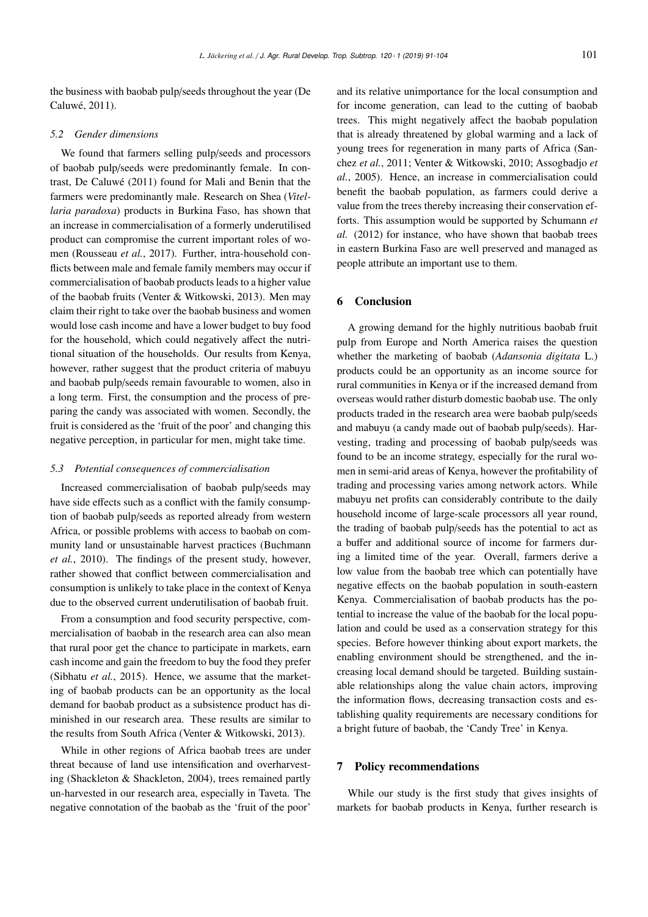the business with baobab pulp/seeds throughout the year (De Caluwé, 2011).

### *5.2 Gender dimensions*

We found that farmers selling pulp/seeds and processors of baobab pulp/seeds were predominantly female. In contrast, De Caluwé (2011) found for Mali and Benin that the farmers were predominantly male. Research on Shea (*Vitellaria paradoxa*) products in Burkina Faso, has shown that an increase in commercialisation of a formerly underutilised product can compromise the current important roles of women (Rousseau *et al.*, 2017). Further, intra-household conflicts between male and female family members may occur if commercialisation of baobab products leads to a higher value of the baobab fruits (Venter & Witkowski, 2013). Men may claim their right to take over the baobab business and women would lose cash income and have a lower budget to buy food for the household, which could negatively affect the nutritional situation of the households. Our results from Kenya, however, rather suggest that the product criteria of mabuyu and baobab pulp/seeds remain favourable to women, also in a long term. First, the consumption and the process of preparing the candy was associated with women. Secondly, the fruit is considered as the 'fruit of the poor' and changing this negative perception, in particular for men, might take time.

### *5.3 Potential consequences of commercialisation*

Increased commercialisation of baobab pulp/seeds may have side effects such as a conflict with the family consumption of baobab pulp/seeds as reported already from western Africa, or possible problems with access to baobab on community land or unsustainable harvest practices (Buchmann *et al.*, 2010). The findings of the present study, however, rather showed that conflict between commercialisation and consumption is unlikely to take place in the context of Kenya due to the observed current underutilisation of baobab fruit.

From a consumption and food security perspective, commercialisation of baobab in the research area can also mean that rural poor get the chance to participate in markets, earn cash income and gain the freedom to buy the food they prefer (Sibhatu *et al.*, 2015). Hence, we assume that the marketing of baobab products can be an opportunity as the local demand for baobab product as a subsistence product has diminished in our research area. These results are similar to the results from South Africa (Venter & Witkowski, 2013).

While in other regions of Africa baobab trees are under threat because of land use intensification and overharvesting (Shackleton & Shackleton, 2004), trees remained partly un-harvested in our research area, especially in Taveta. The negative connotation of the baobab as the 'fruit of the poor' and its relative unimportance for the local consumption and for income generation, can lead to the cutting of baobab trees. This might negatively affect the baobab population that is already threatened by global warming and a lack of young trees for regeneration in many parts of Africa (Sanchez *et al.*, 2011; Venter & Witkowski, 2010; Assogbadjo *et al.*, 2005). Hence, an increase in commercialisation could benefit the baobab population, as farmers could derive a value from the trees thereby increasing their conservation efforts. This assumption would be supported by Schumann *et al.* (2012) for instance, who have shown that baobab trees in eastern Burkina Faso are well preserved and managed as people attribute an important use to them.

## 6 Conclusion

A growing demand for the highly nutritious baobab fruit pulp from Europe and North America raises the question whether the marketing of baobab (*Adansonia digitata* L.) products could be an opportunity as an income source for rural communities in Kenya or if the increased demand from overseas would rather disturb domestic baobab use. The only products traded in the research area were baobab pulp/seeds and mabuyu (a candy made out of baobab pulp/seeds). Harvesting, trading and processing of baobab pulp/seeds was found to be an income strategy, especially for the rural women in semi-arid areas of Kenya, however the profitability of trading and processing varies among network actors. While mabuyu net profits can considerably contribute to the daily household income of large-scale processors all year round, the trading of baobab pulp/seeds has the potential to act as a buffer and additional source of income for farmers during a limited time of the year. Overall, farmers derive a low value from the baobab tree which can potentially have negative effects on the baobab population in south-eastern Kenya. Commercialisation of baobab products has the potential to increase the value of the baobab for the local population and could be used as a conservation strategy for this species. Before however thinking about export markets, the enabling environment should be strengthened, and the increasing local demand should be targeted. Building sustainable relationships along the value chain actors, improving the information flows, decreasing transaction costs and establishing quality requirements are necessary conditions for a bright future of baobab, the 'Candy Tree' in Kenya.

## 7 Policy recommendations

While our study is the first study that gives insights of markets for baobab products in Kenya, further research is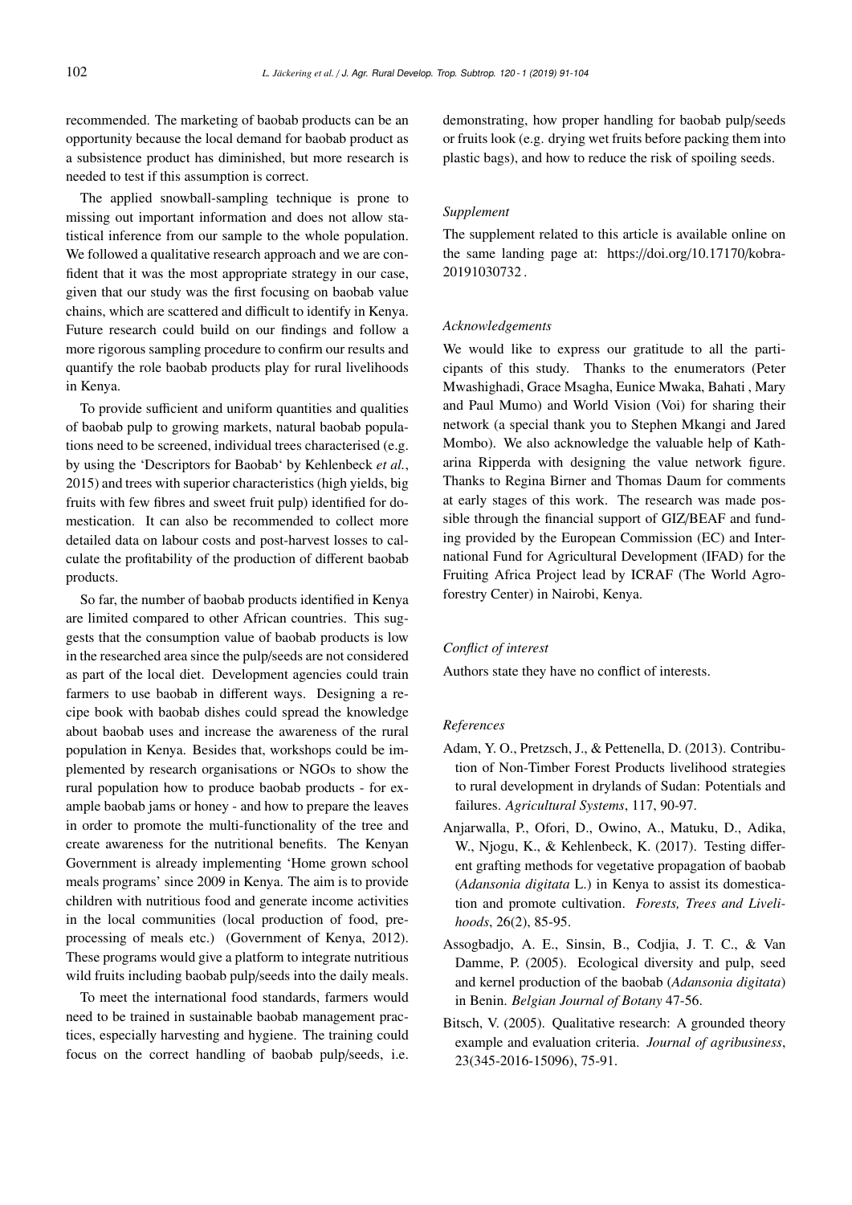recommended. The marketing of baobab products can be an opportunity because the local demand for baobab product as a subsistence product has diminished, but more research is needed to test if this assumption is correct.

The applied snowball-sampling technique is prone to missing out important information and does not allow statistical inference from our sample to the whole population. We followed a qualitative research approach and we are confident that it was the most appropriate strategy in our case, given that our study was the first focusing on baobab value chains, which are scattered and difficult to identify in Kenya. Future research could build on our findings and follow a more rigorous sampling procedure to confirm our results and quantify the role baobab products play for rural livelihoods in Kenya.

To provide sufficient and uniform quantities and qualities of baobab pulp to growing markets, natural baobab populations need to be screened, individual trees characterised (e.g. by using the 'Descriptors for Baobab' by Kehlenbeck *et al.*, 2015) and trees with superior characteristics (high yields, big fruits with few fibres and sweet fruit pulp) identified for domestication. It can also be recommended to collect more detailed data on labour costs and post-harvest losses to calculate the profitability of the production of different baobab products.

So far, the number of baobab products identified in Kenya are limited compared to other African countries. This suggests that the consumption value of baobab products is low in the researched area since the pulp/seeds are not considered as part of the local diet. Development agencies could train farmers to use baobab in different ways. Designing a recipe book with baobab dishes could spread the knowledge about baobab uses and increase the awareness of the rural population in Kenya. Besides that, workshops could be implemented by research organisations or NGOs to show the rural population how to produce baobab products - for example baobab jams or honey - and how to prepare the leaves in order to promote the multi-functionality of the tree and create awareness for the nutritional benefits. The Kenyan Government is already implementing 'Home grown school meals programs' since 2009 in Kenya. The aim is to provide children with nutritious food and generate income activities in the local communities (local production of food, preprocessing of meals etc.) (Government of Kenya, 2012). These programs would give a platform to integrate nutritious wild fruits including baobab pulp/seeds into the daily meals.

To meet the international food standards, farmers would need to be trained in sustainable baobab management practices, especially harvesting and hygiene. The training could focus on the correct handling of baobab pulp/seeds, i.e. demonstrating, how proper handling for baobab pulp/seeds or fruits look (e.g. drying wet fruits before packing them into plastic bags), and how to reduce the risk of spoiling seeds.

### *Supplement*

The supplement related to this article is available online on the same landing page at: https://doi.org/10.17170/kobra-20191030732 .

### *Acknowledgements*

We would like to express our gratitude to all the participants of this study. Thanks to the enumerators (Peter Mwashighadi, Grace Msagha, Eunice Mwaka, Bahati , Mary and Paul Mumo) and World Vision (Voi) for sharing their network (a special thank you to Stephen Mkangi and Jared Mombo). We also acknowledge the valuable help of Katharina Ripperda with designing the value network figure. Thanks to Regina Birner and Thomas Daum for comments at early stages of this work. The research was made possible through the financial support of GIZ/BEAF and funding provided by the European Commission (EC) and International Fund for Agricultural Development (IFAD) for the Fruiting Africa Project lead by ICRAF (The World Agroforestry Center) in Nairobi, Kenya.

### *Conflict of interest*

Authors state they have no conflict of interests.

### *References*

- Adam, Y. O., Pretzsch, J., & Pettenella, D. (2013). Contribution of Non-Timber Forest Products livelihood strategies to rural development in drylands of Sudan: Potentials and failures. *Agricultural Systems*, 117, 90-97.
- Anjarwalla, P., Ofori, D., Owino, A., Matuku, D., Adika, W., Njogu, K., & Kehlenbeck, K. (2017). Testing different grafting methods for vegetative propagation of baobab (*Adansonia digitata* L.) in Kenya to assist its domestication and promote cultivation. *Forests, Trees and Livelihoods*, 26(2), 85-95.
- Assogbadjo, A. E., Sinsin, B., Codjia, J. T. C., & Van Damme, P. (2005). Ecological diversity and pulp, seed and kernel production of the baobab (*Adansonia digitata*) in Benin. *Belgian Journal of Botany* 47-56.
- Bitsch, V. (2005). Qualitative research: A grounded theory example and evaluation criteria. *Journal of agribusiness*, 23(345-2016-15096), 75-91.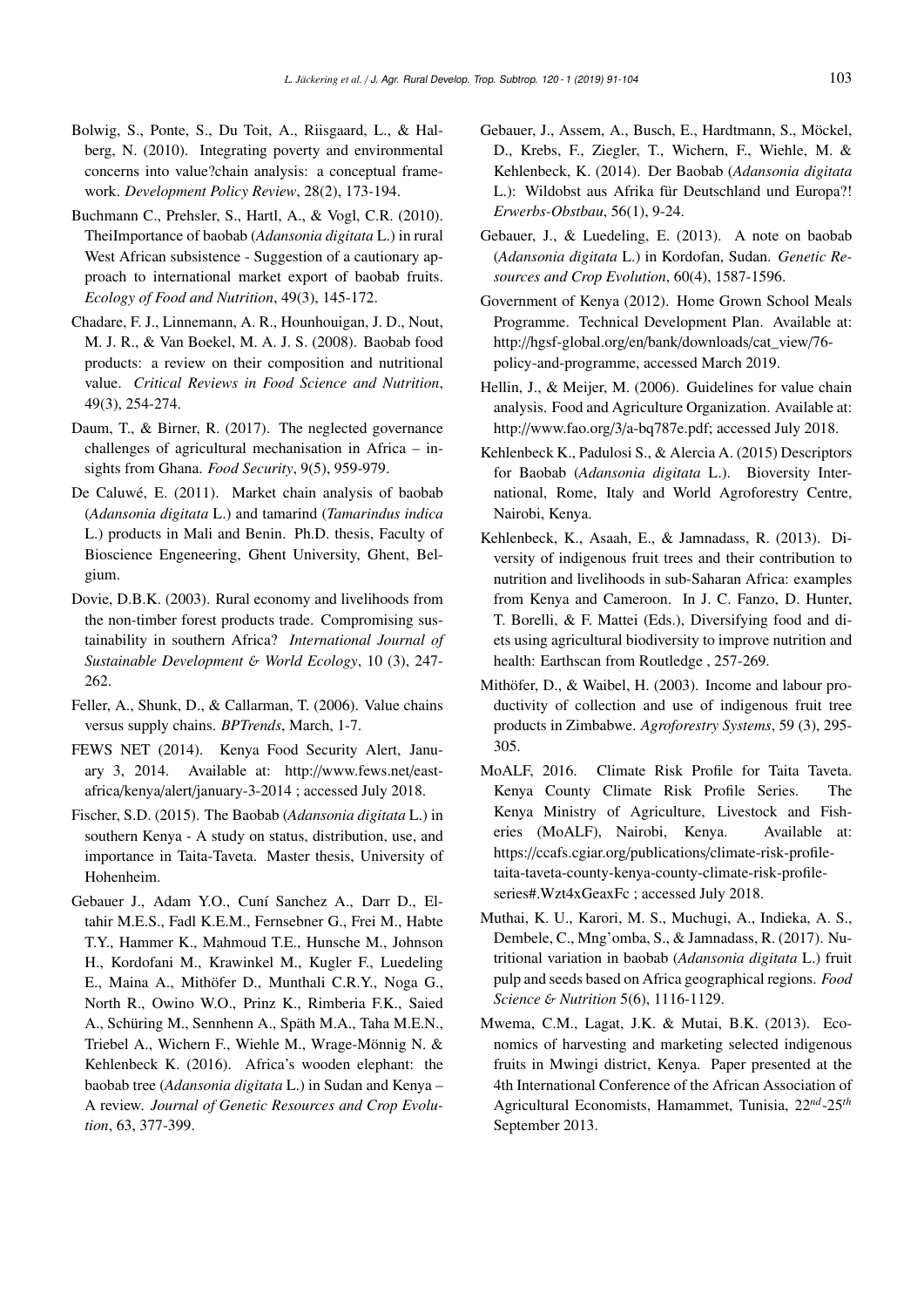Bolwig, S., Ponte, S., Du Toit, A., Riisgaard, L., & Halberg, N. (2010). Integrating poverty and environmental concerns into value?chain analysis: a conceptual framework. *Development Policy Review*, 28(2), 173-194.

Buchmann C., Prehsler, S., Hartl, A., & Vogl, C.R. (2010). TheiImportance of baobab (*Adansonia digitata* L.) in rural West African subsistence - Suggestion of a cautionary approach to international market export of baobab fruits. *Ecology of Food and Nutrition*, 49(3), 145-172.

Chadare, F. J., Linnemann, A. R., Hounhouigan, J. D., Nout, M. J. R., & Van Boekel, M. A. J. S. (2008). Baobab food products: a review on their composition and nutritional value. *Critical Reviews in Food Science and Nutrition*, 49(3), 254-274.

Daum, T., & Birner, R. (2017). The neglected governance challenges of agricultural mechanisation in Africa – insights from Ghana. *Food Security*, 9(5), 959-979.

De Caluwé, E. (2011). Market chain analysis of baobab (*Adansonia digitata* L.) and tamarind (*Tamarindus indica* L.) products in Mali and Benin. Ph.D. thesis, Faculty of Bioscience Engeneering, Ghent University, Ghent, Belgium.

Dovie, D.B.K. (2003). Rural economy and livelihoods from the non-timber forest products trade. Compromising sustainability in southern Africa? *International Journal of Sustainable Development & World Ecology*, 10 (3), 247-262.

Feller, A., Shunk, D., & Callarman, T. (2006). Value chains versus supply chains. *BPTrends*, March, 1-7.

FEWS NET (2014). Kenya Food Security Alert, January 3, 2014. Available at: http://www.fews.net/east-africa/kenya/alert/january-3-2014 ; accessed July 2018.

Fischer, S.D. (2015). The Baobab (*Adansonia digitata* L.) in southern Kenya - A study on status, distribution, use, and importance in Taita-Taveta. Master thesis, University of Hohenheim.

Gebauer J., Adam Y.O., Cuní Sanchez A., Darr D., Eltahir M.E.S., Fadl K.E.M., Fernsebner G., Frei M., Habte T.Y., Hammer K., Mahmoud T.E., Hunsche M., Johnson H., Kordofani M., Krawinkel M., Kugler F., Luedeling E., Maina A., Mithöfer D., Munthali C.R.Y., Noga G., North R., Owino W.O., Prinz K., Rimberia F.K., Saied A., Schüring M., Sennhenn A., Späth M.A., Taha M.E.N., Triebel A., Wichern F., Wiehle M., Wrage-Mönnig N. & Kehlenbeck K. (2016). Africa's wooden elephant: the baobab tree (*Adansonia digitata* L.) in Sudan and Kenya – A review. *Journal of Genetic Resources and Crop Evolution*, 63, 377-399.

Gebauer, J., Assem, A., Busch, E., Hardtmann, S., Möckel, D., Krebs, F., Ziegler, T., Wichern, F., Wiehle, M. & Kehlenbeck, K. (2014). Der Baobab (*Adansonia digitata* L.): Wildobst aus Afrika für Deutschland und Europa?! *Erwerbs-Obstbau*, 56(1), 9-24.

Gebauer, J., & Luedeling, E. (2013). A note on baobab (*Adansonia digitata* L.) in Kordofan, Sudan. *Genetic Resources and Crop Evolution*, 60(4), 1587-1596.

Government of Kenya (2012). Home Grown School Meals Programme. Technical Development Plan. Available at: http://hgsf-global.org/en/bank/downloads/cat_view/76-policy-and-programme, accessed March 2019.

Hellin, J., & Meijer, M. (2006). Guidelines for value chain analysis. Food and Agriculture Organization. Available at: http://www.fao.org/3/a-bq787e.pdf; accessed July 2018.

Kehlenbeck K., Padulosi S., & Alercia A. (2015) Descriptors for Baobab (*Adansonia digitata* L.). Bioversity International, Rome, Italy and World Agroforestry Centre, Nairobi, Kenya.

Kehlenbeck, K., Asaah, E., & Jamnadass, R. (2013). Diversity of indigenous fruit trees and their contribution to nutrition and livelihoods in sub-Saharan Africa: examples from Kenya and Cameroon. In J. C. Fanzo, D. Hunter, T. Borelli, & F. Mattei (Eds.), Diversifying food and diets using agricultural biodiversity to improve nutrition and health: Earthscan from Routledge , 257-269.

Mithöfer, D., & Waibel, H. (2003). Income and labour productivity of collection and use of indigenous fruit tree products in Zimbabwe. *Agroforestry Systems*, 59 (3), 295-305.

MoALF, 2016. Climate Risk Profile for Taita Taveta. Kenya County Climate Risk Profile Series. The Kenya Ministry of Agriculture, Livestock and Fisheries (MoALF), Nairobi, Kenya. Available at: https://ccafs.cgiar.org/publications/climate-risk-profile-taita-taveta-county-kenya-county-climate-risk-profile-series#.Wzt4xGeaxFc ; accessed July 2018.

Muthai, K. U., Karori, M. S., Muchugi, A., Indieka, A. S., Dembele, C., Mng'omba, S., & Jamnadass, R. (2017). Nutritional variation in baobab (*Adansonia digitata* L.) fruit pulp and seeds based on Africa geographical regions. *Food Science & Nutrition* 5(6), 1116-1129.

Mwema, C.M., Lagat, J.K. & Mutai, B.K. (2013). Economics of harvesting and marketing selected indigenous fruits in Mwingi district, Kenya. Paper presented at the 4th International Conference of the African Association of Agricultural Economists, Hamammet, Tunisia, 22$^{nd}$-25$^{th}$ September 2013.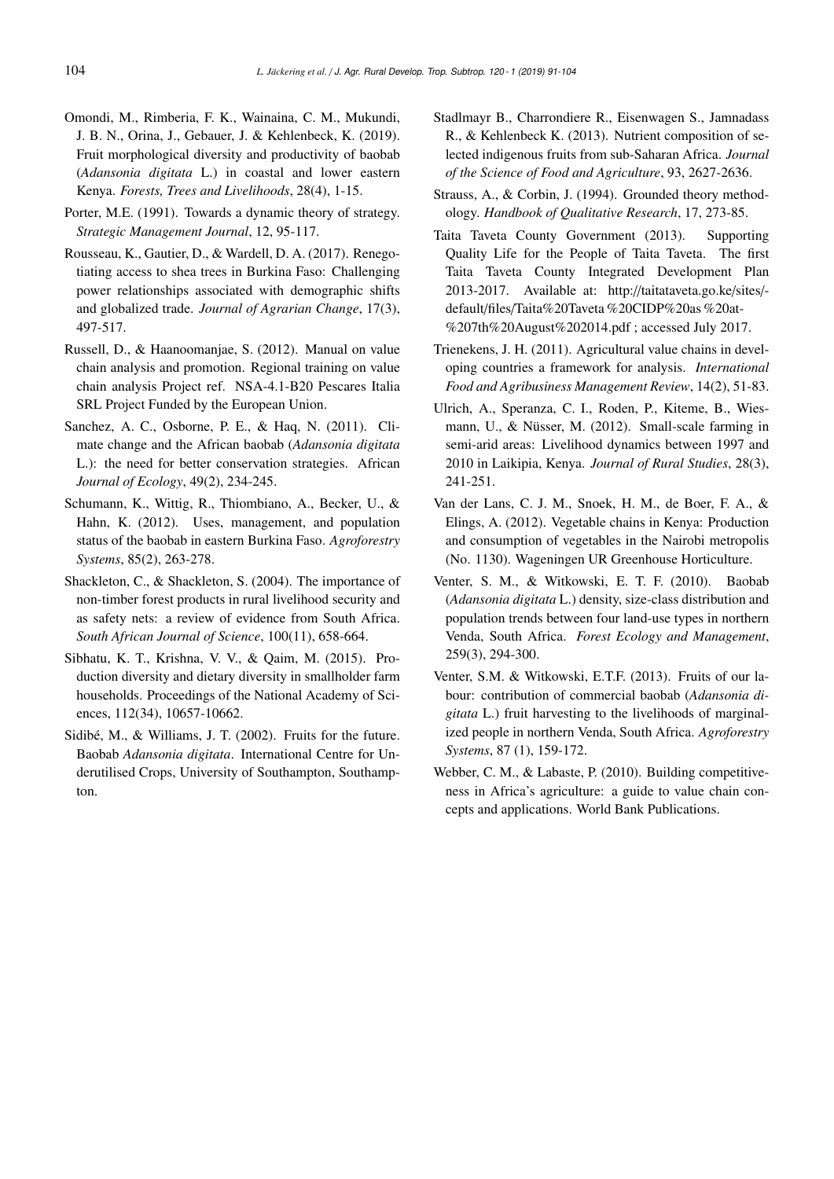Omondi, M., Rimberia, F. K., Wainaina, C. M., Mukundi, J. B. N., Orina, J., Gebauer, J. & Kehlenbeck, K. (2019). Fruit morphological diversity and productivity of baobab (*Adansonia digitata* L.) in coastal and lower eastern Kenya. *Forests, Trees and Livelihoods*, 28(4), 1-15.

Porter, M.E. (1991). Towards a dynamic theory of strategy. *Strategic Management Journal*, 12, 95-117.

Rousseau, K., Gautier, D., & Wardell, D. A. (2017). Renegotiating access to shea trees in Burkina Faso: Challenging power relationships associated with demographic shifts and globalized trade. *Journal of Agrarian Change*, 17(3), 497-517.

Russell, D., & Haanoomanjae, S. (2012). Manual on value chain analysis and promotion. Regional training on value chain analysis Project ref. NSA-4.1-B20 Pescares Italia SRL Project Funded by the European Union.

Sanchez, A. C., Osborne, P. E., & Haq, N. (2011). Climate change and the African baobab (*Adansonia digitata* L.): the need for better conservation strategies. African *Journal of Ecology*, 49(2), 234-245.

Schumann, K., Wittig, R., Thiombiano, A., Becker, U., & Hahn, K. (2012). Uses, management, and population status of the baobab in eastern Burkina Faso. *Agroforestry Systems*, 85(2), 263-278.

Shackleton, C., & Shackleton, S. (2004). The importance of non-timber forest products in rural livelihood security and as safety nets: a review of evidence from South Africa. *South African Journal of Science*, 100(11), 658-664.

Sibhatu, K. T., Krishna, V. V., & Qaim, M. (2015). Production diversity and dietary diversity in smallholder farm households. Proceedings of the National Academy of Sciences, 112(34), 10657-10662.

Sidibé, M., & Williams, J. T. (2002). Fruits for the future. Baobab *Adansonia digitata*. International Centre for Underutilised Crops, University of Southampton, Southampton.

Stadlmayr B., Charrondiere R., Eisenwagen S., Jamnadass R., & Kehlenbeck K. (2013). Nutrient composition of selected indigenous fruits from sub-Saharan Africa. *Journal of the Science of Food and Agriculture*, 93, 2627-2636.

Strauss, A., & Corbin, J. (1994). Grounded theory methodology. *Handbook of Qualitative Research*, 17, 273-85.

Taita Taveta County Government (2013). Supporting Quality Life for the People of Taita Taveta. The first Taita Taveta County Integrated Development Plan 2013-2017. Available at: http://taitataveta.go.ke/sites/-default/files/Taita%20Taveta%20CIDP%20as%20at-%207th%20August%202014.pdf ; accessed July 2017.

Trienekens, J. H. (2011). Agricultural value chains in developing countries a framework for analysis. *International Food and Agribusiness Management Review*, 14(2), 51-83.

Ulrich, A., Speranza, C. I., Roden, P., Kiteme, B., Wiesmann, U., & Nüsser, M. (2012). Small-scale farming in semi-arid areas: Livelihood dynamics between 1997 and 2010 in Laikipia, Kenya. *Journal of Rural Studies*, 28(3), 241-251.

Van der Lans, C. J. M., Snoek, H. M., de Boer, F. A., & Elings, A. (2012). Vegetable chains in Kenya: Production and consumption of vegetables in the Nairobi metropolis (No. 1130). Wageningen UR Greenhouse Horticulture.

Venter, S. M., & Witkowski, E. T. F. (2010). Baobab (*Adansonia digitata* L.) density, size-class distribution and population trends between four land-use types in northern Venda, South Africa. *Forest Ecology and Management*, 259(3), 294-300.

Venter, S.M. & Witkowski, E.T.F. (2013). Fruits of our labour: contribution of commercial baobab (*Adansonia digitata* L.) fruit harvesting to the livelihoods of marginalized people in northern Venda, South Africa. *Agroforestry Systems*, 87 (1), 159-172.

Webber, C. M., & Labaste, P. (2010). Building competitiveness in Africa's agriculture: a guide to value chain concepts and applications. World Bank Publications.